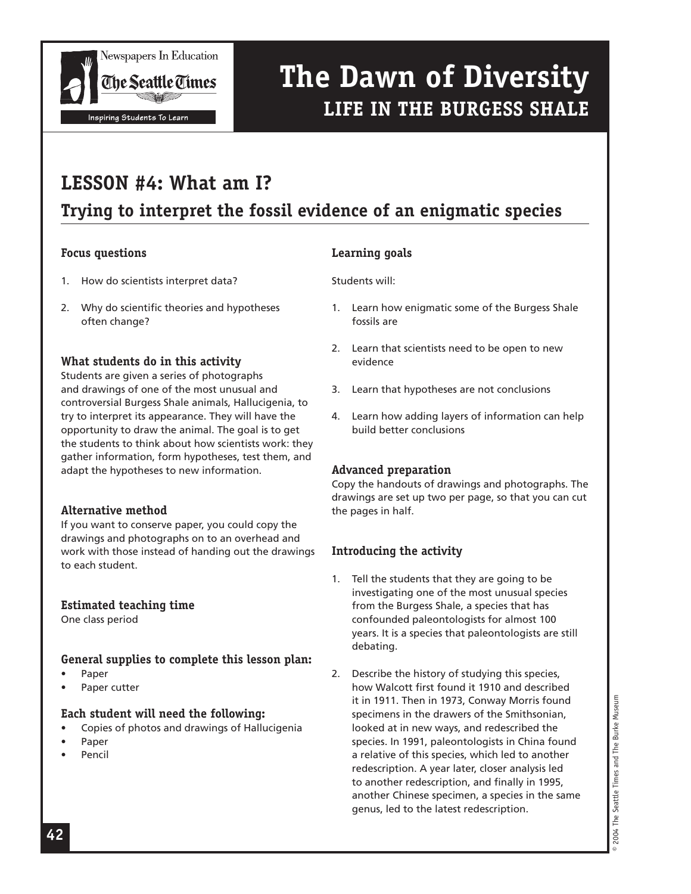Newspapers In Education

The Seattle Times

Inspiring Students To Learn

# The Dawn of Diversity
## LIFE IN THE BURGESS SHALE

## LESSON #4: What am I?
### Trying to interpret the fossil evidence of an enigmatic species

#### Focus questions

1. How do scientists interpret data?
2. Why do scientific theories and hypotheses often change?

#### What students do in this activity

Students are given a series of photographs and drawings of one of the most unusual and controversial Burgess Shale animals, Hallucigenia, to try to interpret its appearance. They will have the opportunity to draw the animal. The goal is to get the students to think about how scientists work: they gather information, form hypotheses, test them, and adapt the hypotheses to new information.

#### Alternative method

If you want to conserve paper, you could copy the drawings and photographs on to an overhead and work with those instead of handing out the drawings to each student.

#### Estimated teaching time

One class period

#### General supplies to complete this lesson plan:

- Paper
- Paper cutter

#### Each student will need the following:

- Copies of photos and drawings of Hallucigenia
- Paper
- Pencil

#### Learning goals

Students will:

1. Learn how enigmatic some of the Burgess Shale fossils are
2. Learn that scientists need to be open to new evidence
3. Learn that hypotheses are not conclusions
4. Learn how adding layers of information can help build better conclusions

#### Advanced preparation

Copy the handouts of drawings and photographs. The drawings are set up two per page, so that you can cut the pages in half.

#### Introducing the activity

1. Tell the students that they are going to be investigating one of the most unusual species from the Burgess Shale, a species that has confounded paleontologists for almost 100 years. It is a species that paleontologists are still debating.
2. Describe the history of studying this species, how Walcott first found it 1910 and described it in 1911. Then in 1973, Conway Morris found specimens in the drawers of the Smithsonian, looked at in new ways, and redescribed the species. In 1991, paleontologists in China found a relative of this species, which led to another redescription. A year later, closer analysis led to another redescription, and finally in 1995, another Chinese specimen, a species in the same genus, led to the latest redescription.

© 2004 The Seattle Times and The Burke Museum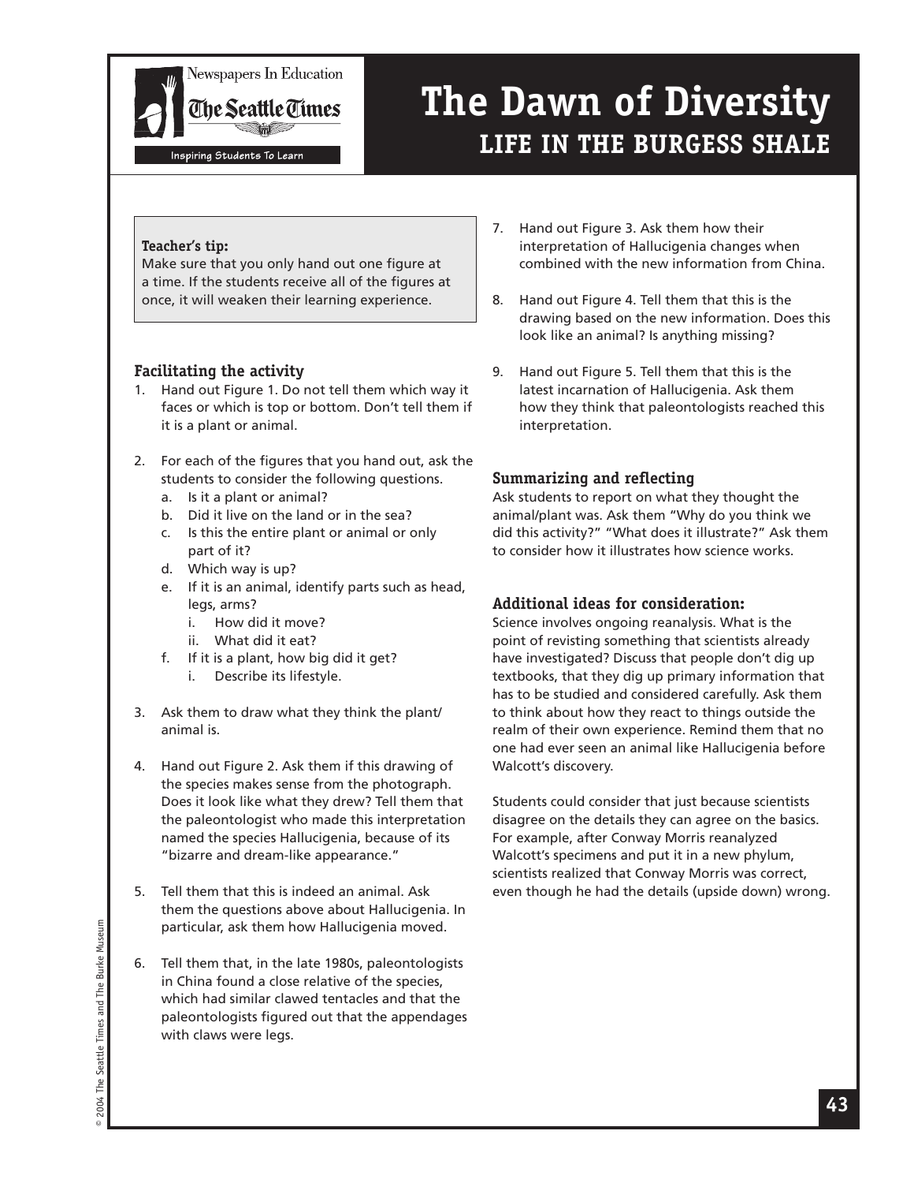# The Dawn of Diversity

## LIFE IN THE BURGESS SHALE

**Teacher's tip:**
Make sure that you only hand out one figure at a time. If the students receive all of the figures at once, it will weaken their learning experience.

### Facilitating the activity

1. Hand out Figure 1. Do not tell them which way it faces or which is top or bottom. Don't tell them if it is a plant or animal.

2. For each of the figures that you hand out, ask the students to consider the following questions.
   a. Is it a plant or animal?
   b. Did it live on the land or in the sea?
   c. Is this the entire plant or animal or only part of it?
   d. Which way is up?
   e. If it is an animal, identify parts such as head, legs, arms?
      i. How did it move?
      ii. What did it eat?
   f. If it is a plant, how big did it get?
      i. Describe its lifestyle.

3. Ask them to draw what they think the plant/animal is.

4. Hand out Figure 2. Ask them if this drawing of the species makes sense from the photograph. Does it look like what they drew? Tell them that the paleontologist who made this interpretation named the species Hallucigenia, because of its "bizarre and dream-like appearance."

5. Tell them that this is indeed an animal. Ask them the questions above about Hallucigenia. In particular, ask them how Hallucigenia moved.

6. Tell them that, in the late 1980s, paleontologists in China found a close relative of the species, which had similar clawed tentacles and that the paleontologists figured out that the appendages with claws were legs.

7. Hand out Figure 3. Ask them how their interpretation of Hallucigenia changes when combined with the new information from China.

8. Hand out Figure 4. Tell them that this is the drawing based on the new information. Does this look like an animal? Is anything missing?

9. Hand out Figure 5. Tell them that this is the latest incarnation of Hallucigenia. Ask them how they think that paleontologists reached this interpretation.

### Summarizing and reflecting

Ask students to report on what they thought the animal/plant was. Ask them "Why do you think we did this activity?" "What does it illustrate?" Ask them to consider how it illustrates how science works.

### Additional ideas for consideration:

Science involves ongoing reanalysis. What is the point of revisting something that scientists already have investigated? Discuss that people don't dig up textbooks, that they dig up primary information that has to be studied and considered carefully. Ask them to think about how they react to things outside the realm of their own experience. Remind them that no one had ever seen an animal like Hallucigenia before Walcott's discovery.

Students could consider that just because scientists disagree on the details they can agree on the basics. For example, after Conway Morris reanalyzed Walcott's specimens and put it in a new phylum, scientists realized that Conway Morris was correct, even though he had the details (upside down) wrong.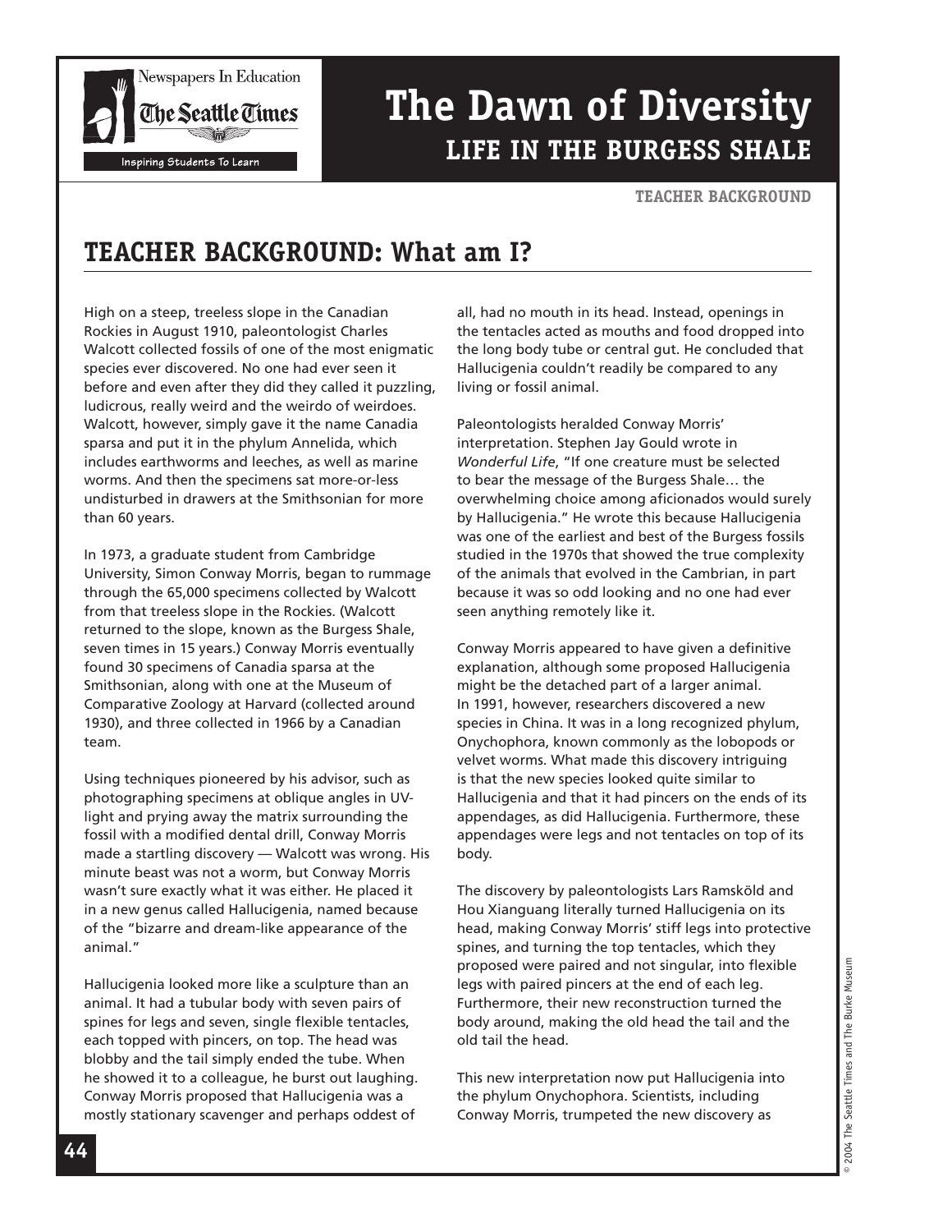## TEACHER BACKGROUND: What am I?

High on a steep, treeless slope in the Canadian Rockies in August 1910, paleontologist Charles Walcott collected fossils of one of the most enigmatic species ever discovered. No one had ever seen it before and even after they did they called it puzzling, ludicrous, really weird and the weirdo of weirdoes. Walcott, however, simply gave it the name Canadia sparsa and put it in the phylum Annelida, which includes earthworms and leeches, as well as marine worms. And then the specimens sat more-or-less undisturbed in drawers at the Smithsonian for more than 60 years.

In 1973, a graduate student from Cambridge University, Simon Conway Morris, began to rummage through the 65,000 specimens collected by Walcott from that treeless slope in the Rockies. (Walcott returned to the slope, known as the Burgess Shale, seven times in 15 years.) Conway Morris eventually found 30 specimens of Canadia sparsa at the Smithsonian, along with one at the Museum of Comparative Zoology at Harvard (collected around 1930), and three collected in 1966 by a Canadian team.

Using techniques pioneered by his advisor, such as photographing specimens at oblique angles in UV-light and prying away the matrix surrounding the fossil with a modified dental drill, Conway Morris made a startling discovery — Walcott was wrong. His minute beast was not a worm, but Conway Morris wasn't sure exactly what it was either. He placed it in a new genus called Hallucigenia, named because of the "bizarre and dream-like appearance of the animal."

Hallucigenia looked more like a sculpture than an animal. It had a tubular body with seven pairs of spines for legs and seven, single flexible tentacles, each topped with pincers, on top. The head was blobby and the tail simply ended the tube. When he showed it to a colleague, he burst out laughing. Conway Morris proposed that Hallucigenia was a mostly stationary scavenger and perhaps oddest of all, had no mouth in its head. Instead, openings in the tentacles acted as mouths and food dropped into the long body tube or central gut. He concluded that Hallucigenia couldn't readily be compared to any living or fossil animal.

Paleontologists heralded Conway Morris' interpretation. Stephen Jay Gould wrote in *Wonderful Life*, "If one creature must be selected to bear the message of the Burgess Shale… the overwhelming choice among aficionados would surely by Hallucigenia." He wrote this because Hallucigenia was one of the earliest and best of the Burgess fossils studied in the 1970s that showed the true complexity of the animals that evolved in the Cambrian, in part because it was so odd looking and no one had ever seen anything remotely like it.

Conway Morris appeared to have given a definitive explanation, although some proposed Hallucigenia might be the detached part of a larger animal. In 1991, however, researchers discovered a new species in China. It was in a long recognized phylum, Onychophora, known commonly as the lobopods or velvet worms. What made this discovery intriguing is that the new species looked quite similar to Hallucigenia and that it had pincers on the ends of its appendages, as did Hallucigenia. Furthermore, these appendages were legs and not tentacles on top of its body.

The discovery by paleontologists Lars Ramsköld and Hou Xianguang literally turned Hallucigenia on its head, making Conway Morris' stiff legs into protective spines, and turning the top tentacles, which they proposed were paired and not singular, into flexible legs with paired pincers at the end of each leg. Furthermore, their new reconstruction turned the body around, making the old head the tail and the old tail the head.

This new interpretation now put Hallucigenia into the phylum Onychophora. Scientists, including Conway Morris, trumpeted the new discovery as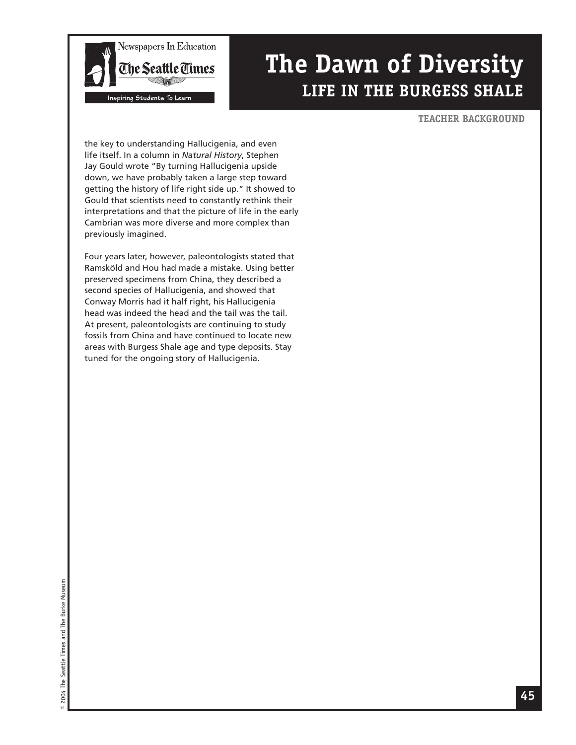the key to understanding Hallucigenia, and even life itself. In a column in *Natural History*, Stephen Jay Gould wrote "By turning Hallucigenia upside down, we have probably taken a large step toward getting the history of life right side up." It showed to Gould that scientists need to constantly rethink their interpretations and that the picture of life in the early Cambrian was more diverse and more complex than previously imagined.

Four years later, however, paleontologists stated that Ramsköld and Hou had made a mistake. Using better preserved specimens from China, they described a second species of Hallucigenia, and showed that Conway Morris had it half right, his Hallucigenia head was indeed the head and the tail was the tail. At present, paleontologists are continuing to study fossils from China and have continued to locate new areas with Burgess Shale age and type deposits. Stay tuned for the ongoing story of Hallucigenia.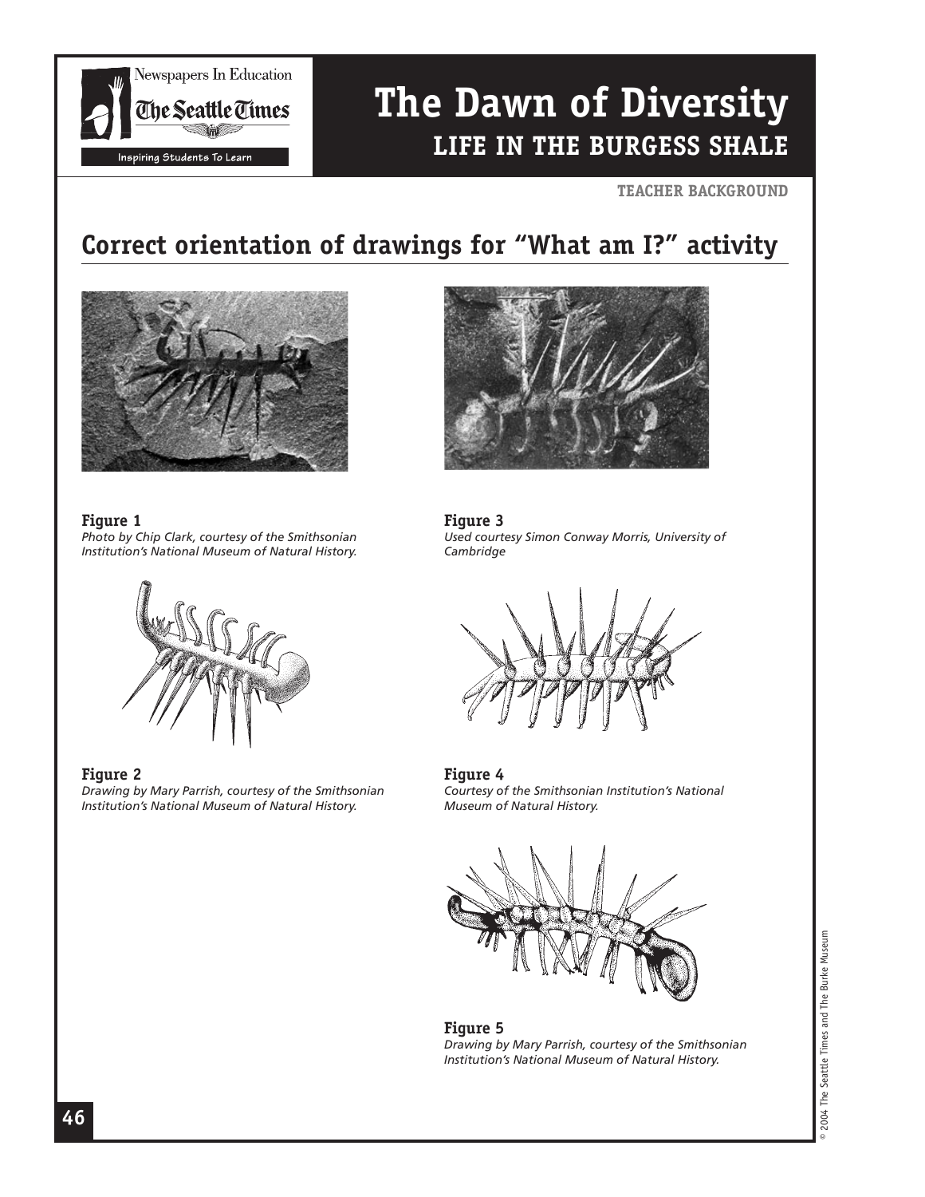# The Dawn of Diversity
## LIFE IN THE BURGESS SHALE

**TEACHER BACKGROUND**

## Correct orientation of drawings for "What am I?" activity

**Figure 1**
*Photo by Chip Clark, courtesy of the Smithsonian Institution's National Museum of Natural History.*

**Figure 2**
*Drawing by Mary Parrish, courtesy of the Smithsonian Institution's National Museum of Natural History.*

**Figure 3**
*Used courtesy Simon Conway Morris, University of Cambridge*

**Figure 4**
*Courtesy of the Smithsonian Institution's National Museum of Natural History.*

**Figure 5**
*Drawing by Mary Parrish, courtesy of the Smithsonian Institution's National Museum of Natural History.*

© 2004 The Seattle Times and The Burke Museum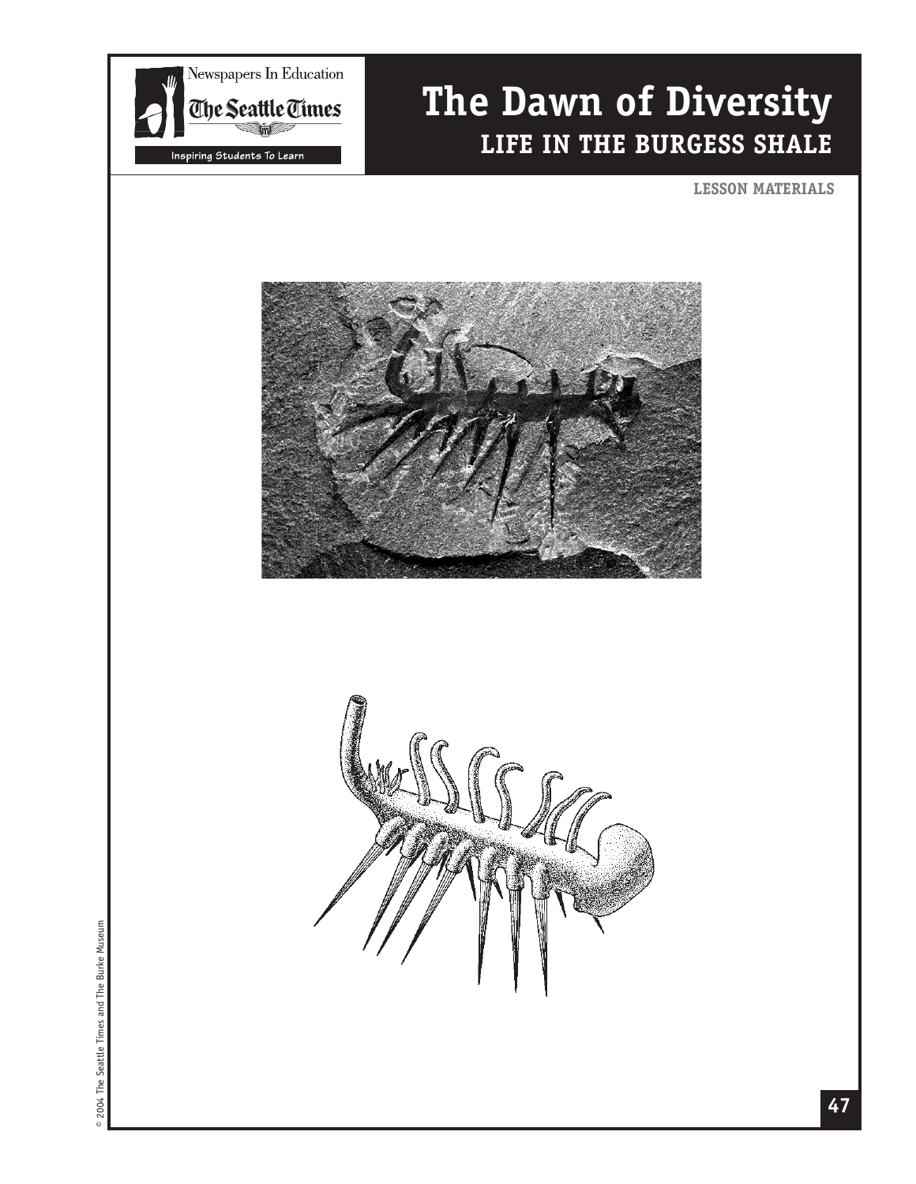# The Dawn of Diversity

## LIFE IN THE BURGESS SHALE

**LESSON MATERIALS**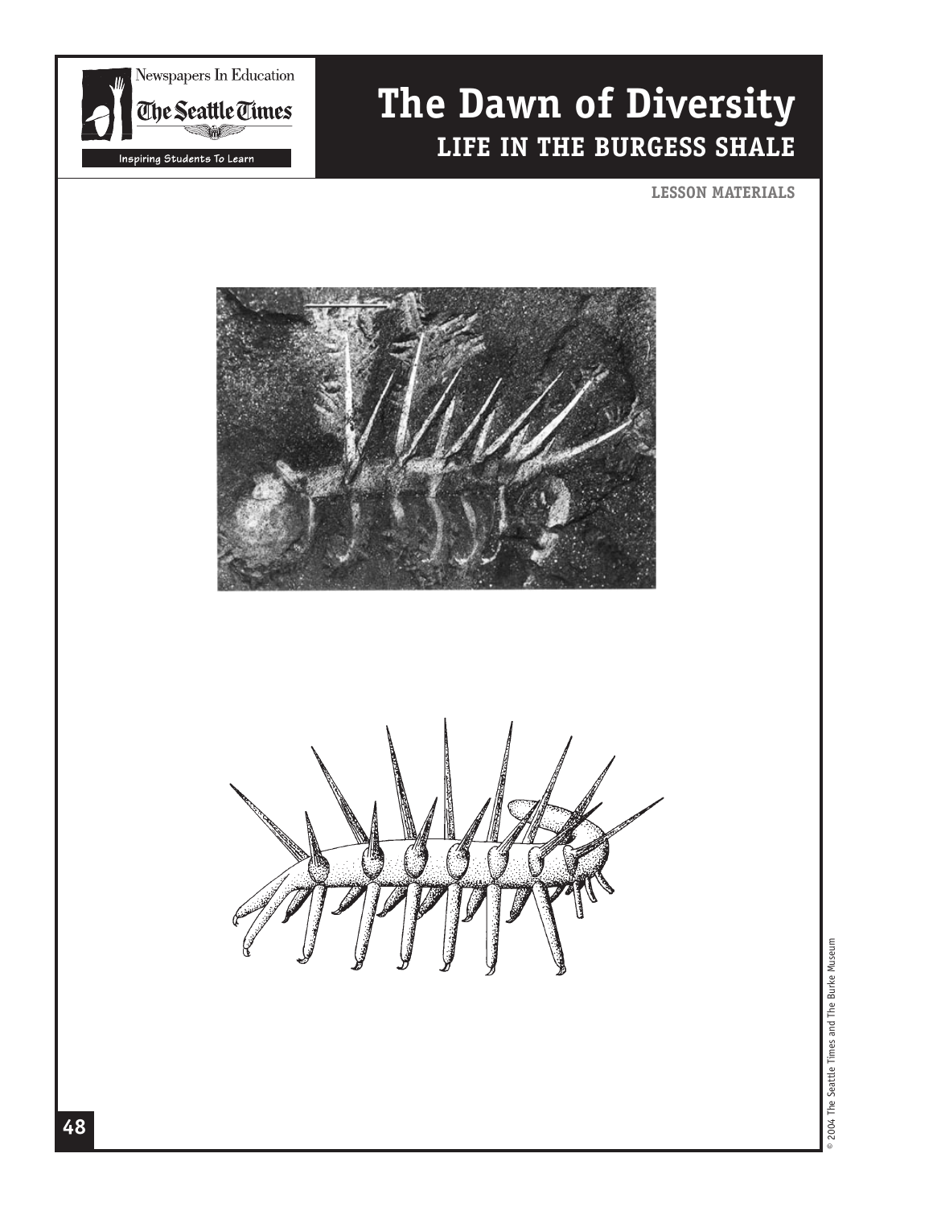# The Dawn of Diversity

## LIFE IN THE BURGESS SHALE

**LESSON MATERIALS**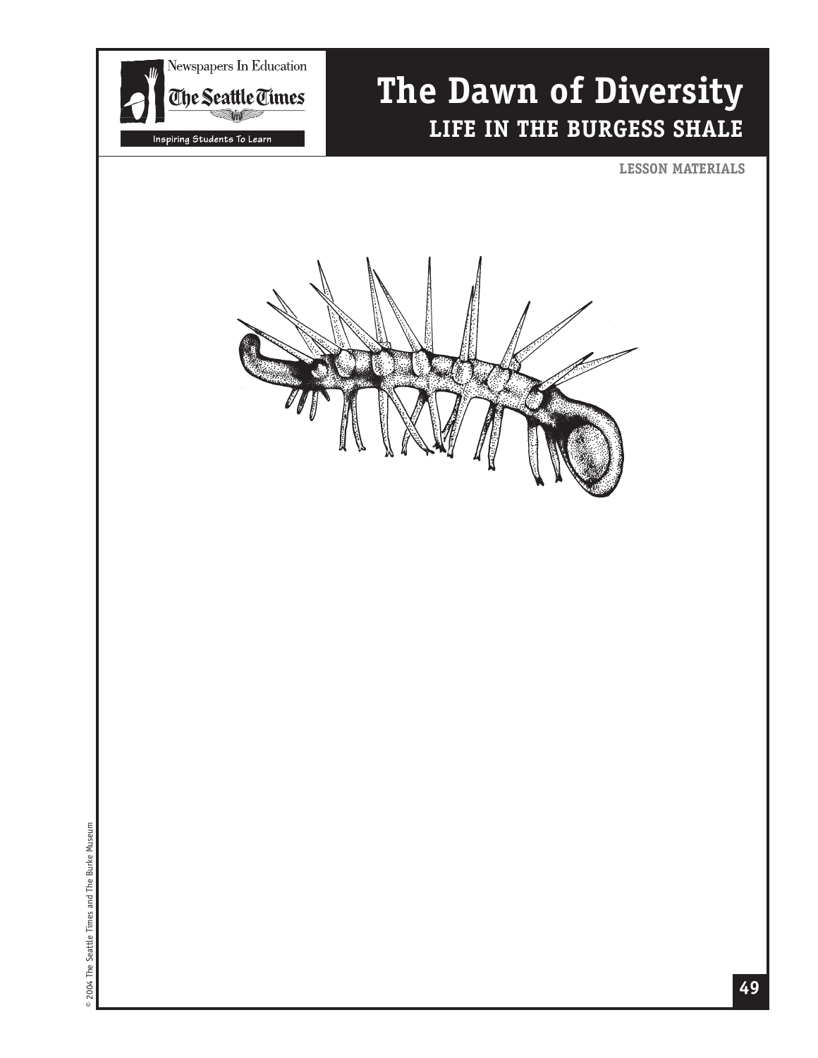# The Dawn of Diversity

## LIFE IN THE BURGESS SHALE

**LESSON MATERIALS**